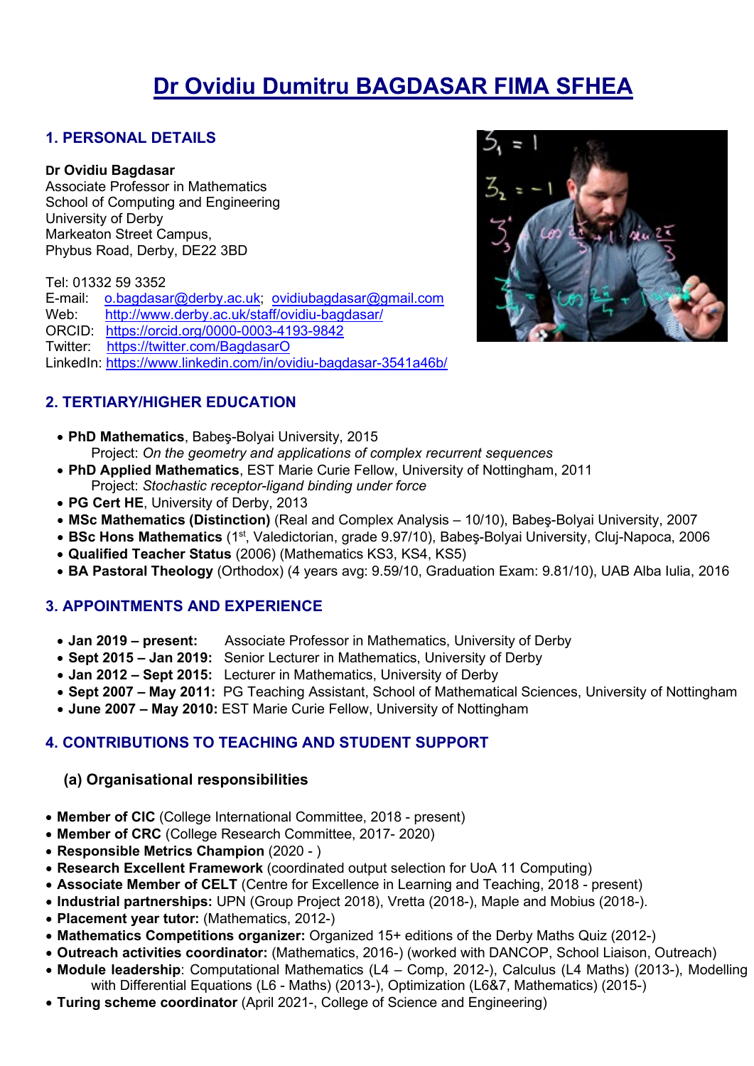# Dr Ovidiu Dumitru BAGDASAR FIMA SFHEA

## 1. PERSONAL DETAILS

**Dr Ovidiu Bagdasar**
Associate Professor in Mathematics
School of Computing and Engineering
University of Derby
Markeaton Street Campus,
Phybus Road, Derby, DE22 3BD

Tel: 01332 59 3352
E-mail: o.bagdasar@derby.ac.uk; ovidiubagdasar@gmail.com
Web: http://www.derby.ac.uk/staff/ovidiu-bagdasar/
ORCID: https://orcid.org/0000-0003-4193-9842
Twitter: https://twitter.com/BagdasarO
LinkedIn: https://www.linkedin.com/in/ovidiu-bagdasar-3541a46b/

## 2. TERTIARY/HIGHER EDUCATION

- **PhD Mathematics**, Babeş-Bolyai University, 2015
  Project: *On the geometry and applications of complex recurrent sequences*
- **PhD Applied Mathematics**, EST Marie Curie Fellow, University of Nottingham, 2011
  Project: *Stochastic receptor-ligand binding under force*
- **PG Cert HE**, University of Derby, 2013
- **MSc Mathematics (Distinction)** (Real and Complex Analysis – 10/10), Babeş-Bolyai University, 2007
- **BSc Hons Mathematics** (1st, Valedictorian, grade 9.97/10), Babeş-Bolyai University, Cluj-Napoca, 2006
- **Qualified Teacher Status** (2006) (Mathematics KS3, KS4, KS5)
- **BA Pastoral Theology** (Orthodox) (4 years avg: 9.59/10, Graduation Exam: 9.81/10), UAB Alba Iulia, 2016

## 3. APPOINTMENTS AND EXPERIENCE

- **Jan 2019 – present:** Associate Professor in Mathematics, University of Derby
- **Sept 2015 – Jan 2019:** Senior Lecturer in Mathematics, University of Derby
- **Jan 2012 – Sept 2015:** Lecturer in Mathematics, University of Derby
- **Sept 2007 – May 2011:** PG Teaching Assistant, School of Mathematical Sciences, University of Nottingham
- **June 2007 – May 2010:** EST Marie Curie Fellow, University of Nottingham

## 4. CONTRIBUTIONS TO TEACHING AND STUDENT SUPPORT

### (a) Organisational responsibilities

- **Member of CIC** (College International Committee, 2018 - present)
- **Member of CRC** (College Research Committee, 2017- 2020)
- **Responsible Metrics Champion** (2020 - )
- **Research Excellent Framework** (coordinated output selection for UoA 11 Computing)
- **Associate Member of CELT** (Centre for Excellence in Learning and Teaching, 2018 - present)
- **Industrial partnerships:** UPN (Group Project 2018), Vretta (2018-), Maple and Mobius (2018-).
- **Placement year tutor:** (Mathematics, 2012-)
- **Mathematics Competitions organizer:** Organized 15+ editions of the Derby Maths Quiz (2012-)
- **Outreach activities coordinator:** (Mathematics, 2016-) (worked with DANCOP, School Liaison, Outreach)
- **Module leadership**: Computational Mathematics (L4 – Comp, 2012-), Calculus (L4 Maths) (2013-), Modelling with Differential Equations (L6 - Maths) (2013-), Optimization (L6&7, Mathematics) (2015-)
- **Turing scheme coordinator** (April 2021-, College of Science and Engineering)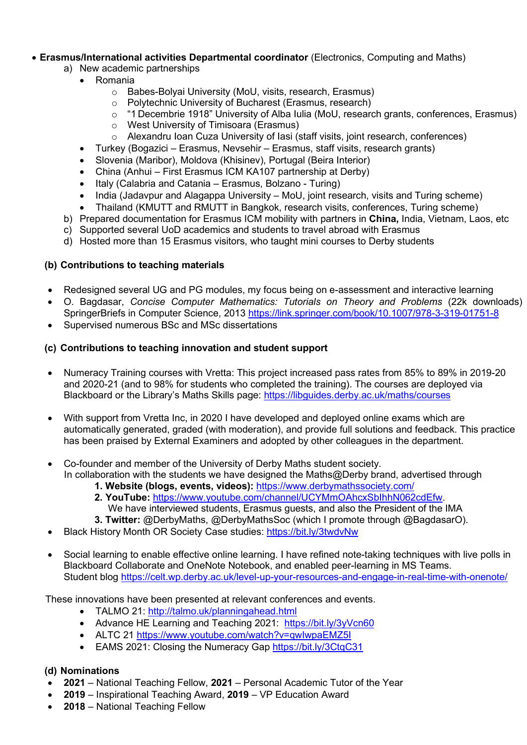- **Erasmus/International activities Departmental coordinator** (Electronics, Computing and Maths)
    a) New academic partnerships
        - Romania
            - Babes-Bolyai University (MoU, visits, research, Erasmus)
            - Polytechnic University of Bucharest (Erasmus, research)
            - "1 Decembrie 1918" University of Alba Iulia (MoU, research grants, conferences, Erasmus)
            - West University of Timisoara (Erasmus)
            - Alexandru Ioan Cuza University of Iasi (staff visits, joint research, conferences)
        - Turkey (Bogazici – Erasmus, Nevsehir – Erasmus, staff visits, research grants)
        - Slovenia (Maribor), Moldova (Khisinev), Portugal (Beira Interior)
        - China (Anhui – First Erasmus ICM KA107 partnership at Derby)
        - Italy (Calabria and Catania – Erasmus, Bolzano - Turing)
        - India (Jadavpur and Alagappa University – MoU, joint research, visits and Turing scheme)
        - Thailand (KMUTT and RMUTT in Bangkok, research visits, conferences, Turing scheme)

    b) Prepared documentation for Erasmus ICM mobility with partners in **China,** India, Vietnam, Laos, etc
    c) Supported several UoD academics and students to travel abroad with Erasmus
    d) Hosted more than 15 Erasmus visitors, who taught mini courses to Derby students

### (b) Contributions to teaching materials

- Redesigned several UG and PG modules, my focus being on e-assessment and interactive learning
- O. Bagdasar, *Concise Computer Mathematics: Tutorials on Theory and Problems* (22k downloads) SpringerBriefs in Computer Science, 2013 https://link.springer.com/book/10.1007/978-3-319-01751-8
- Supervised numerous BSc and MSc dissertations

### (c) Contributions to teaching innovation and student support

- Numeracy Training courses with Vretta: This project increased pass rates from 85% to 89% in 2019-20 and 2020-21 (and to 98% for students who completed the training). The courses are deployed via Blackboard or the Library's Maths Skills page: https://libguides.derby.ac.uk/maths/courses

- With support from Vretta Inc, in 2020 I have developed and deployed online exams which are automatically generated, graded (with moderation), and provide full solutions and feedback. This practice has been praised by External Examiners and adopted by other colleagues in the department.

- Co-founder and member of the University of Derby Maths student society.
  In collaboration with the students we have designed the Maths@Derby brand, advertised through
    1. **Website (blogs, events, videos):** https://www.derbymathssociety.com/
    2. **YouTube:** https://www.youtube.com/channel/UCYMmOAhcxSblhhN062cdEfw.
       We have interviewed students, Erasmus guests, and also the President of the IMA
    3. **Twitter:** @DerbyMaths, @DerbyMathsSoc (which I promote through @BagdasarO).
- Black History Month OR Society Case studies: https://bit.ly/3twdvNw

- Social learning to enable effective online learning. I have refined note-taking techniques with live polls in Blackboard Collaborate and OneNote Notebook, and enabled peer-learning in MS Teams.
  Student blog https://celt.wp.derby.ac.uk/level-up-your-resources-and-engage-in-real-time-with-onenote/

These innovations have been presented at relevant conferences and events.

- TALMO 21: http://talmo.uk/planningahead.html
- Advance HE Learning and Teaching 2021: https://bit.ly/3yVcn60
- ALTC 21 https://www.youtube.com/watch?v=qwIwpaEMZ5I
- EAMS 2021: Closing the Numeracy Gap https://bit.ly/3CtqC31

### (d) Nominations

- **2021** – National Teaching Fellow, **2021** – Personal Academic Tutor of the Year
- **2019** – Inspirational Teaching Award, **2019** – VP Education Award
- **2018** – National Teaching Fellow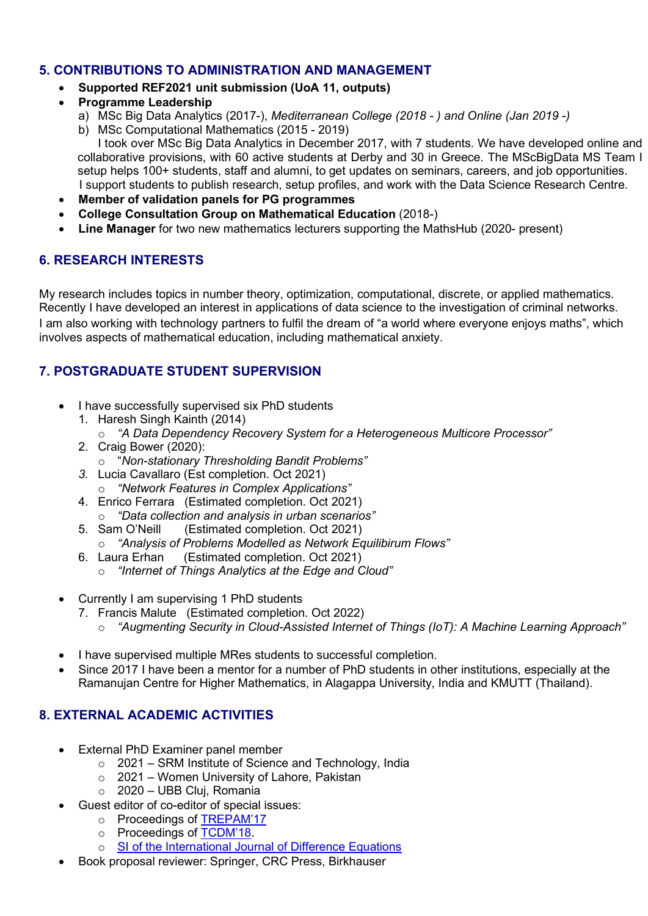## 5. CONTRIBUTIONS TO ADMINISTRATION AND MANAGEMENT

- **Supported REF2021 unit submission (UoA 11, outputs)**
- **Programme Leadership**
  a) MSc Big Data Analytics (2017-), *Mediterranean College (2018 - ) and Online (Jan 2019 -)*
  b) MSc Computational Mathematics (2015 - 2019)
  I took over MSc Big Data Analytics in December 2017, with 7 students. We have developed online and collaborative provisions, with 60 active students at Derby and 30 in Greece. The MScBigData MS Team I setup helps 100+ students, staff and alumni, to get updates on seminars, careers, and job opportunities. I support students to publish research, setup profiles, and work with the Data Science Research Centre.
- **Member of validation panels for PG programmes**
- **College Consultation Group on Mathematical Education** (2018-)
- **Line Manager** for two new mathematics lecturers supporting the MathsHub (2020- present)

## 6. RESEARCH INTERESTS

My research includes topics in number theory, optimization, computational, discrete, or applied mathematics. Recently I have developed an interest in applications of data science to the investigation of criminal networks. I am also working with technology partners to fulfil the dream of "a world where everyone enjoys maths", which involves aspects of mathematical education, including mathematical anxiety.

## 7. POSTGRADUATE STUDENT SUPERVISION

- I have successfully supervised six PhD students
  1. Haresh Singh Kainth (2014)
     - *"A Data Dependency Recovery System for a Heterogeneous Multicore Processor"*
  2. Craig Bower (2020):
     - "*Non-stationary Thresholding Bandit Problems"*
  3. Lucia Cavallaro (Est completion. Oct 2021)
     - *"Network Features in Complex Applications"*
  4. Enrico Ferrara (Estimated completion. Oct 2021)
     - *"Data collection and analysis in urban scenarios"*
  5. Sam O'Neill (Estimated completion. Oct 2021)
     - *"Analysis of Problems Modelled as Network Equilibirum Flows"*
  6. Laura Erhan (Estimated completion. Oct 2021)
     - *"Internet of Things Analytics at the Edge and Cloud"*

- Currently I am supervising 1 PhD students
  7. Francis Malute (Estimated completion. Oct 2022)
     - *"Augmenting Security in Cloud-Assisted Internet of Things (IoT): A Machine Learning Approach"*

- I have supervised multiple MRes students to successful completion.
- Since 2017 I have been a mentor for a number of PhD students in other institutions, especially at the Ramanujan Centre for Higher Mathematics, in Alagappa University, India and KMUTT (Thailand).

## 8. EXTERNAL ACADEMIC ACTIVITIES

- External PhD Examiner panel member
  - 2021 – SRM Institute of Science and Technology, India
  - 2021 – Women University of Lahore, Pakistan
  - 2020 – UBB Cluj, Romania
- Guest editor of co-editor of special issues:
  - Proceedings of TREPAM'17
  - Proceedings of TCDM'18.
  - SI of the International Journal of Difference Equations
- Book proposal reviewer: Springer, CRC Press, Birkhauser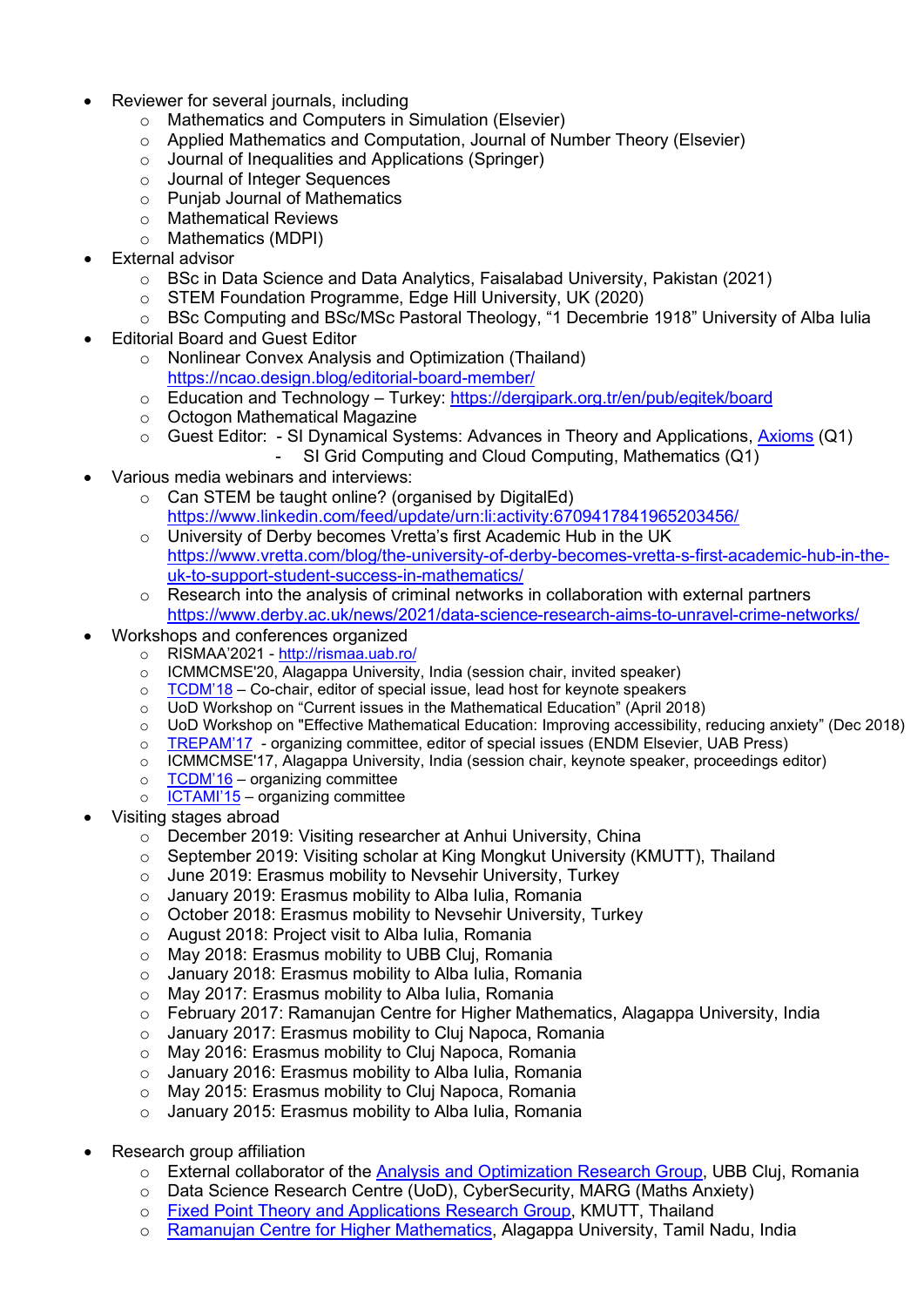- Reviewer for several journals, including
  - Mathematics and Computers in Simulation (Elsevier)
  - Applied Mathematics and Computation, Journal of Number Theory (Elsevier)
  - Journal of Inequalities and Applications (Springer)
  - Journal of Integer Sequences
  - Punjab Journal of Mathematics
  - Mathematical Reviews
  - Mathematics (MDPI)
- External advisor
  - BSc in Data Science and Data Analytics, Faisalabad University, Pakistan (2021)
  - STEM Foundation Programme, Edge Hill University, UK (2020)
  - BSc Computing and BSc/MSc Pastoral Theology, "1 Decembrie 1918" University of Alba Iulia
- Editorial Board and Guest Editor
  - Nonlinear Convex Analysis and Optimization (Thailand) https://ncao.design.blog/editorial-board-member/
  - Education and Technology – Turkey: https://dergipark.org.tr/en/pub/egitek/board
  - Octogon Mathematical Magazine
  - Guest Editor: - SI Dynamical Systems: Advances in Theory and Applications, Axioms (Q1)
    - SI Grid Computing and Cloud Computing, Mathematics (Q1)
- Various media webinars and interviews:
  - Can STEM be taught online? (organised by DigitalEd) https://www.linkedin.com/feed/update/urn:li:activity:6709417841965203456/
  - University of Derby becomes Vretta's first Academic Hub in the UK https://www.vretta.com/blog/the-university-of-derby-becomes-vretta-s-first-academic-hub-in-the-uk-to-support-student-success-in-mathematics/
  - Research into the analysis of criminal networks in collaboration with external partners https://www.derby.ac.uk/news/2021/data-science-research-aims-to-unravel-crime-networks/
- Workshops and conferences organized
  - RISMAA'2021 - http://rismaa.uab.ro/
  - ICMMCMSE'20, Alagappa University, India (session chair, invited speaker)
  - TCDM'18 – Co-chair, editor of special issue, lead host for keynote speakers
  - UoD Workshop on "Current issues in the Mathematical Education" (April 2018)
  - UoD Workshop on "Effective Mathematical Education: Improving accessibility, reducing anxiety" (Dec 2018)
  - TREPAM'17 - organizing committee, editor of special issues (ENDM Elsevier, UAB Press)
  - ICMMCMSE'17, Alagappa University, India (session chair, keynote speaker, proceedings editor)
  - TCDM'16 – organizing committee
  - ICTAMI'15 – organizing committee
- Visiting stages abroad
  - December 2019: Visiting researcher at Anhui University, China
  - September 2019: Visiting scholar at King Mongkut University (KMUTT), Thailand
  - June 2019: Erasmus mobility to Nevsehir University, Turkey
  - January 2019: Erasmus mobility to Alba Iulia, Romania
  - October 2018: Erasmus mobility to Nevsehir University, Turkey
  - August 2018: Project visit to Alba Iulia, Romania
  - May 2018: Erasmus mobility to UBB Cluj, Romania
  - January 2018: Erasmus mobility to Alba Iulia, Romania
  - May 2017: Erasmus mobility to Alba Iulia, Romania
  - February 2017: Ramanujan Centre for Higher Mathematics, Alagappa University, India
  - January 2017: Erasmus mobility to Cluj Napoca, Romania
  - May 2016: Erasmus mobility to Cluj Napoca, Romania
  - January 2016: Erasmus mobility to Alba Iulia, Romania
  - May 2015: Erasmus mobility to Cluj Napoca, Romania
  - January 2015: Erasmus mobility to Alba Iulia, Romania
- Research group affiliation
  - External collaborator of the Analysis and Optimization Research Group, UBB Cluj, Romania
  - Data Science Research Centre (UoD), CyberSecurity, MARG (Maths Anxiety)
  - Fixed Point Theory and Applications Research Group, KMUTT, Thailand
  - Ramanujan Centre for Higher Mathematics, Alagappa University, Tamil Nadu, India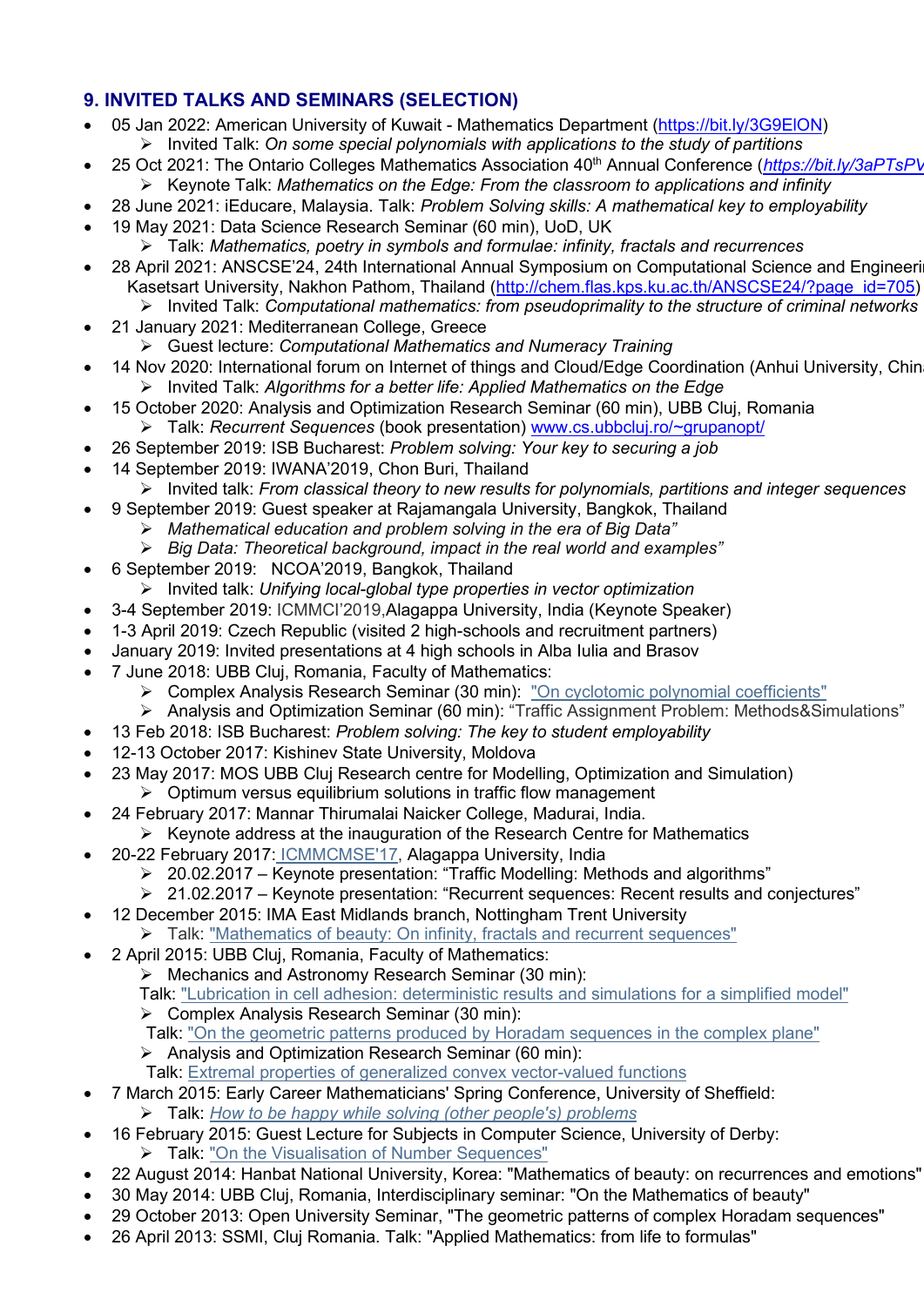## 9. INVITED TALKS AND SEMINARS (SELECTION)

- 05 Jan 2022: American University of Kuwait - Mathematics Department (https://bit.ly/3G9ElON)
  - Invited Talk: *On some special polynomials with applications to the study of partitions*
- 25 Oct 2021: The Ontario Colleges Mathematics Association 40th Annual Conference (*https://bit.ly/3aPTsPV*
  - Keynote Talk: *Mathematics on the Edge: From the classroom to applications and infinity*
- 28 June 2021: iEducare, Malaysia. Talk: *Problem Solving skills: A mathematical key to employability*
- 19 May 2021: Data Science Research Seminar (60 min), UoD, UK
  - Talk: *Mathematics, poetry in symbols and formulae: infinity, fractals and recurrences*
- 28 April 2021: ANSCSE'24, 24th International Annual Symposium on Computational Science and Engineeri Kasetsart University, Nakhon Pathom, Thailand (http://chem.flas.kps.ku.ac.th/ANSCSE24/?page_id=705)
  - Invited Talk: *Computational mathematics: from pseudoprimality to the structure of criminal networks*
- 21 January 2021: Mediterranean College, Greece
  - Guest lecture: *Computational Mathematics and Numeracy Training*
- 14 Nov 2020: International forum on Internet of things and Cloud/Edge Coordination (Anhui University, Chin
  - Invited Talk: *Algorithms for a better life: Applied Mathematics on the Edge*
- 15 October 2020: Analysis and Optimization Research Seminar (60 min), UBB Cluj, Romania
  - Talk: *Recurrent Sequences* (book presentation) www.cs.ubbcluj.ro/~grupanopt/
- 26 September 2019: ISB Bucharest: *Problem solving: Your key to securing a job*
- 14 September 2019: IWANA'2019, Chon Buri, Thailand
  - Invited talk: *From classical theory to new results for polynomials, partitions and integer sequences*
- 9 September 2019: Guest speaker at Rajamangala University, Bangkok, Thailand
  - *Mathematical education and problem solving in the era of Big Data"*
  - *Big Data: Theoretical background, impact in the real world and examples"*
- 6 September 2019: NCOA'2019, Bangkok, Thailand
  - Invited talk: *Unifying local-global type properties in vector optimization*
- 3-4 September 2019: ICMMCI'2019,Alagappa University, India (Keynote Speaker)
- 1-3 April 2019: Czech Republic (visited 2 high-schools and recruitment partners)
- January 2019: Invited presentations at 4 high schools in Alba Iulia and Brasov
- 7 June 2018: UBB Cluj, Romania, Faculty of Mathematics:
  - Complex Analysis Research Seminar (30 min): "On cyclotomic polynomial coefficients"
  - Analysis and Optimization Seminar (60 min): "Traffic Assignment Problem: Methods&Simulations"
- 13 Feb 2018: ISB Bucharest: *Problem solving: The key to student employability*
- 12-13 October 2017: Kishinev State University, Moldova
- 23 May 2017: MOS UBB Cluj Research centre for Modelling, Optimization and Simulation)
  - Optimum versus equilibrium solutions in traffic flow management
- 24 February 2017: Mannar Thirumalai Naicker College, Madurai, India.
  - Keynote address at the inauguration of the Research Centre for Mathematics
- 20-22 February 2017: ICMMCMSE'17, Alagappa University, India
  - 20.02.2017 – Keynote presentation: "Traffic Modelling: Methods and algorithms"
  - 21.02.2017 – Keynote presentation: "Recurrent sequences: Recent results and conjectures"
- 12 December 2015: IMA East Midlands branch, Nottingham Trent University
  - Talk: "Mathematics of beauty: On infinity, fractals and recurrent sequences"
- 2 April 2015: UBB Cluj, Romania, Faculty of Mathematics:
  - Mechanics and Astronomy Research Seminar (30 min):
    Talk: "Lubrication in cell adhesion: deterministic results and simulations for a simplified model"
  - Complex Analysis Research Seminar (30 min):
    Talk: "On the geometric patterns produced by Horadam sequences in the complex plane"
  - Analysis and Optimization Research Seminar (60 min):
    Talk: Extremal properties of generalized convex vector-valued functions
- 7 March 2015: Early Career Mathematicians' Spring Conference, University of Sheffield:
  - Talk: *How to be happy while solving (other people's) problems*
- 16 February 2015: Guest Lecture for Subjects in Computer Science, University of Derby:
  - Talk: "On the Visualisation of Number Sequences"
- 22 August 2014: Hanbat National University, Korea: "Mathematics of beauty: on recurrences and emotions"
- 30 May 2014: UBB Cluj, Romania, Interdisciplinary seminar: "On the Mathematics of beauty"
- 29 October 2013: Open University Seminar, "The geometric patterns of complex Horadam sequences"
- 26 April 2013: SSMI, Cluj Romania. Talk: "Applied Mathematics: from life to formulas"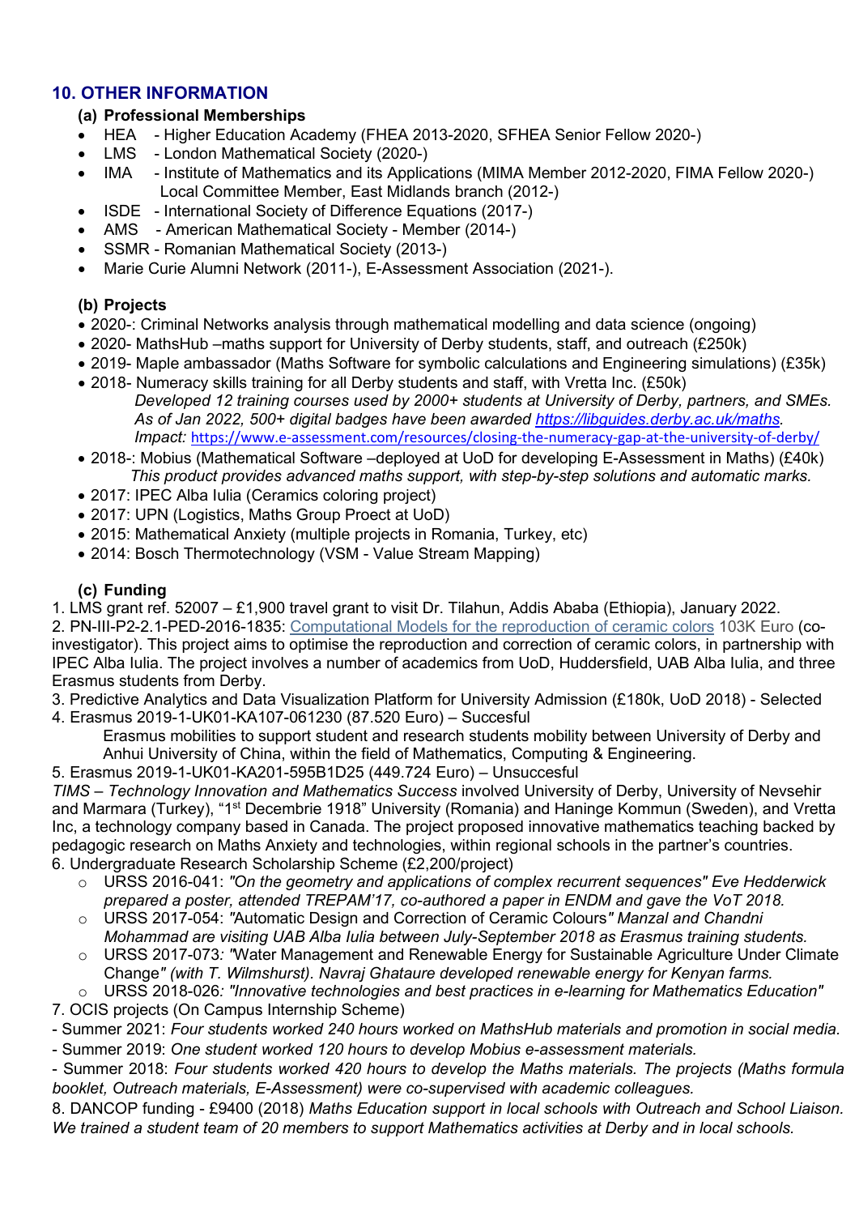## 10. OTHER INFORMATION

### (a) Professional Memberships

- HEA - Higher Education Academy (FHEA 2013-2020, SFHEA Senior Fellow 2020-)
- LMS - London Mathematical Society (2020-)
- IMA - Institute of Mathematics and its Applications (MIMA Member 2012-2020, FIMA Fellow 2020-) Local Committee Member, East Midlands branch (2012-)
- ISDE - International Society of Difference Equations (2017-)
- AMS - American Mathematical Society - Member (2014-)
- SSMR - Romanian Mathematical Society (2013-)
- Marie Curie Alumni Network (2011-), E-Assessment Association (2021-).

### (b) Projects

- 2020-: Criminal Networks analysis through mathematical modelling and data science (ongoing)
- 2020- MathsHub –maths support for University of Derby students, staff, and outreach (£250k)
- 2019- Maple ambassador (Maths Software for symbolic calculations and Engineering simulations) (£35k)
- 2018- Numeracy skills training for all Derby students and staff, with Vretta Inc. (£50k)
  *Developed 12 training courses used by 2000+ students at University of Derby, partners, and SMEs. As of Jan 2022, 500+ digital badges have been awarded [https://libguides.derby.ac.uk/maths](https://libguides.derby.ac.uk/maths).*
  *Impact:* https://www.e-assessment.com/resources/closing-the-numeracy-gap-at-the-university-of-derby/
- 2018-: Mobius (Mathematical Software –deployed at UoD for developing E-Assessment in Maths) (£40k)
  *This product provides advanced maths support, with step-by-step solutions and automatic marks.*
- 2017: IPEC Alba Iulia (Ceramics coloring project)
- 2017: UPN (Logistics, Maths Group Proect at UoD)
- 2015: Mathematical Anxiety (multiple projects in Romania, Turkey, etc)
- 2014: Bosch Thermotechnology (VSM - Value Stream Mapping)

### (c) Funding

1. LMS grant ref. 52007 – £1,900 travel grant to visit Dr. Tilahun, Addis Ababa (Ethiopia), January 2022.
2. PN-III-P2-2.1-PED-2016-1835: Computational Models for the reproduction of ceramic colors 103K Euro (co-investigator). This project aims to optimise the reproduction and correction of ceramic colors, in partnership with IPEC Alba Iulia. The project involves a number of academics from UoD, Huddersfield, UAB Alba Iulia, and three Erasmus students from Derby.
3. Predictive Analytics and Data Visualization Platform for University Admission (£180k, UoD 2018) - Selected
4. Erasmus 2019-1-UK01-KA107-061230 (87.520 Euro) – Succesful
   Erasmus mobilities to support student and research students mobility between University of Derby and Anhui University of China, within the field of Mathematics, Computing & Engineering.
5. Erasmus 2019-1-UK01-KA201-595B1D25 (449.724 Euro) – Unsuccesful
   *TIMS – Technology Innovation and Mathematics Success* involved University of Derby, University of Nevsehir and Marmara (Turkey), "1st Decembrie 1918" University (Romania) and Haninge Kommun (Sweden), and Vretta Inc, a technology company based in Canada. The project proposed innovative mathematics teaching backed by pedagogic research on Maths Anxiety and technologies, within regional schools in the partner's countries.
6. Undergraduate Research Scholarship Scheme (£2,200/project)
   - URSS 2016-041: *"On the geometry and applications of complex recurrent sequences" Eve Hedderwick prepared a poster, attended TREPAM'17, co-authored a paper in ENDM and gave the VoT 2018.*
   - URSS 2017-054: *"*Automatic Design and Correction of Ceramic Colours*" Manzal and Chandni Mohammad are visiting UAB Alba Iulia between July-September 2018 as Erasmus training students.*
   - URSS 2017-073*: "*Water Management and Renewable Energy for Sustainable Agriculture Under Climate Change*" (with T. Wilmshurst). Navraj Ghataure developed renewable energy for Kenyan farms.*
   - URSS 2018-026*: "Innovative technologies and best practices in e-learning for Mathematics Education"*
7. OCIS projects (On Campus Internship Scheme)
   - Summer 2021: *Four students worked 240 hours worked on MathsHub materials and promotion in social media.*
   - Summer 2019: *One student worked 120 hours to develop Mobius e-assessment materials.*
   - Summer 2018: *Four students worked 420 hours to develop the Maths materials. The projects (Maths formula booklet, Outreach materials, E-Assessment) were co-supervised with academic colleagues.*
8. DANCOP funding - £9400 (2018) *Maths Education support in local schools with Outreach and School Liaison. We trained a student team of 20 members to support Mathematics activities at Derby and in local schools.*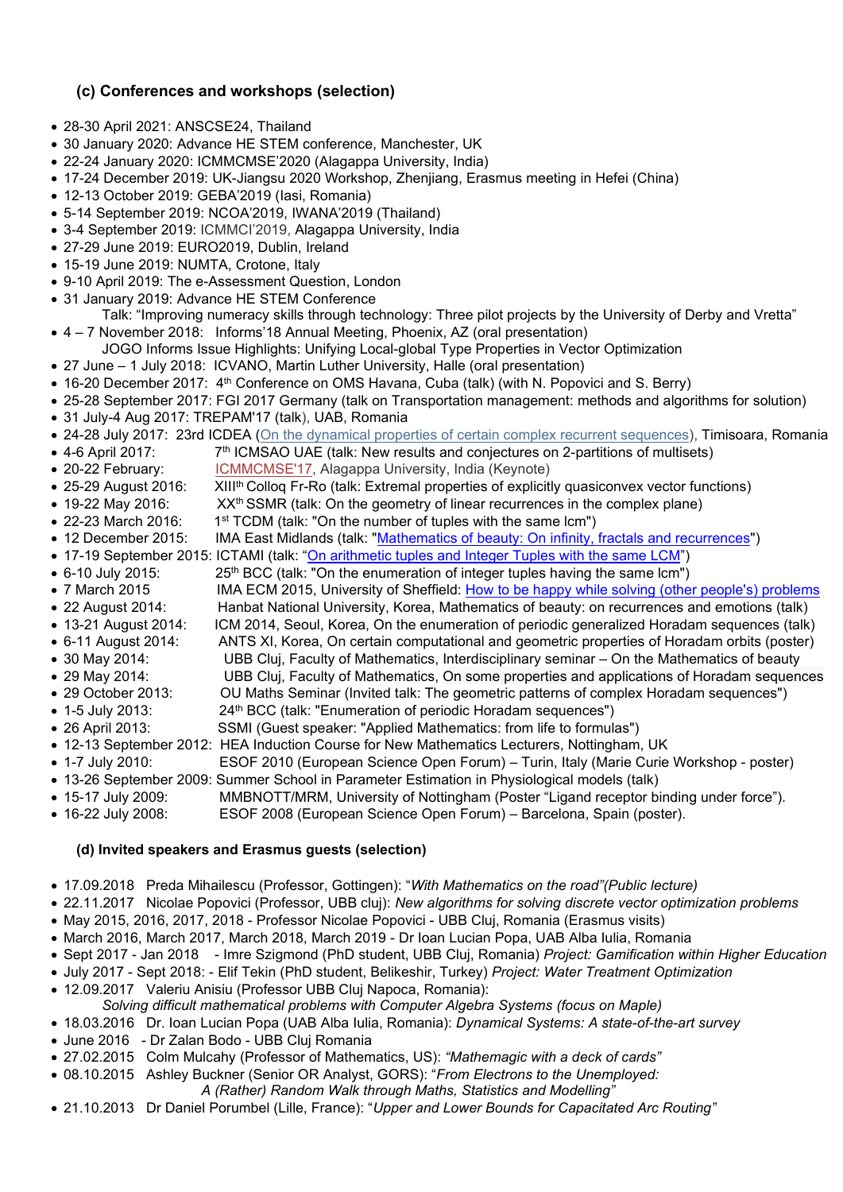### (c) Conferences and workshops (selection)

- 28-30 April 2021: ANSCSE24, Thailand
- 30 January 2020: Advance HE STEM conference, Manchester, UK
- 22-24 January 2020: ICMMCMSE'2020 (Alagappa University, India)
- 17-24 December 2019: UK-Jiangsu 2020 Workshop, Zhenjiang, Erasmus meeting in Hefei (China)
- 12-13 October 2019: GEBA'2019 (Iasi, Romania)
- 5-14 September 2019: NCOA'2019, IWANA'2019 (Thailand)
- 3-4 September 2019: ICMMCI'2019, Alagappa University, India
- 27-29 June 2019: EURO2019, Dublin, Ireland
- 15-19 June 2019: NUMTA, Crotone, Italy
- 9-10 April 2019: The e-Assessment Question, London
- 31 January 2019: Advance HE STEM Conference
  Talk: "Improving numeracy skills through technology: Three pilot projects by the University of Derby and Vretta"
- 4 – 7 November 2018: Informs'18 Annual Meeting, Phoenix, AZ (oral presentation)
  JOGO Informs Issue Highlights: Unifying Local-global Type Properties in Vector Optimization
- 27 June – 1 July 2018: ICVANO, Martin Luther University, Halle (oral presentation)
- 16-20 December 2017: 4th Conference on OMS Havana, Cuba (talk) (with N. Popovici and S. Berry)
- 25-28 September 2017: FGI 2017 Germany (talk on Transportation management: methods and algorithms for solution)
- 31 July-4 Aug 2017: TREPAM'17 (talk), UAB, Romania
- 24-28 July 2017: 23rd ICDEA (On the dynamical properties of certain complex recurrent sequences), Timisoara, Romania
- 4-6 April 2017: 7th ICMSAO UAE (talk: New results and conjectures on 2-partitions of multisets)
- 20-22 February: ICMMCMSE'17, Alagappa University, India (Keynote)
- 25-29 August 2016: XIIIth Colloq Fr-Ro (talk: Extremal properties of explicitly quasiconvex vector functions)
- 19-22 May 2016: XXth SSMR (talk: On the geometry of linear recurrences in the complex plane)
- 22-23 March 2016: 1st TCDM (talk: "On the number of tuples with the same lcm")
- 12 December 2015: IMA East Midlands (talk: "Mathematics of beauty: On infinity, fractals and recurrences")
- 17-19 September 2015: ICTAMI (talk: "On arithmetic tuples and Integer Tuples with the same LCM")
- 6-10 July 2015: 25th BCC (talk: "On the enumeration of integer tuples having the same lcm")
- 7 March 2015 IMA ECM 2015, University of Sheffield: How to be happy while solving (other people's) problems
- 22 August 2014: Hanbat National University, Korea, Mathematics of beauty: on recurrences and emotions (talk)
- 13-21 August 2014: ICM 2014, Seoul, Korea, On the enumeration of periodic generalized Horadam sequences (talk)
- 6-11 August 2014: ANTS XI, Korea, On certain computational and geometric properties of Horadam orbits (poster)
- 30 May 2014: UBB Cluj, Faculty of Mathematics, Interdisciplinary seminar – On the Mathematics of beauty
- 29 May 2014: UBB Cluj, Faculty of Mathematics, On some properties and applications of Horadam sequences
- 29 October 2013: OU Maths Seminar (Invited talk: The geometric patterns of complex Horadam sequences")
- 1-5 July 2013: 24th BCC (talk: "Enumeration of periodic Horadam sequences")
- 26 April 2013: SSMI (Guest speaker: "Applied Mathematics: from life to formulas")
- 12-13 September 2012: HEA Induction Course for New Mathematics Lecturers, Nottingham, UK
- 1-7 July 2010: ESOF 2010 (European Science Open Forum) – Turin, Italy (Marie Curie Workshop - poster)
- 13-26 September 2009: Summer School in Parameter Estimation in Physiological models (talk)
- 15-17 July 2009: MMBNOTT/MRM, University of Nottingham (Poster "Ligand receptor binding under force").
- 16-22 July 2008: ESOF 2008 (European Science Open Forum) – Barcelona, Spain (poster).

### (d) Invited speakers and Erasmus guests (selection)

- 17.09.2018 Preda Mihailescu (Professor, Gottingen): "*With Mathematics on the road"(Public lecture)*
- 22.11.2017 Nicolae Popovici (Professor, UBB cluj): *New algorithms for solving discrete vector optimization problems*
- May 2015, 2016, 2017, 2018 - Professor Nicolae Popovici - UBB Cluj, Romania (Erasmus visits)
- March 2016, March 2017, March 2018, March 2019 - Dr Ioan Lucian Popa, UAB Alba Iulia, Romania
- Sept 2017 - Jan 2018 - Imre Szigmond (PhD student, UBB Cluj, Romania) *Project: Gamification within Higher Education*
- July 2017 - Sept 2018: - Elif Tekin (PhD student, Belikeshir, Turkey) *Project: Water Treatment Optimization*
- 12.09.2017 Valeriu Anisiu (Professor UBB Cluj Napoca, Romania):
  *Solving difficult mathematical problems with Computer Algebra Systems (focus on Maple)*
- 18.03.2016 Dr. Ioan Lucian Popa (UAB Alba Iulia, Romania): *Dynamical Systems: A state-of-the-art survey*
- June 2016 - Dr Zalan Bodo - UBB Cluj Romania
- 27.02.2015 Colm Mulcahy (Professor of Mathematics, US): *"Mathemagic with a deck of cards"*
- 08.10.2015 Ashley Buckner (Senior OR Analyst, GORS): "*From Electrons to the Unemployed: A (Rather) Random Walk through Maths, Statistics and Modelling"*
- 21.10.2013 Dr Daniel Porumbel (Lille, France): "*Upper and Lower Bounds for Capacitated Arc Routing"*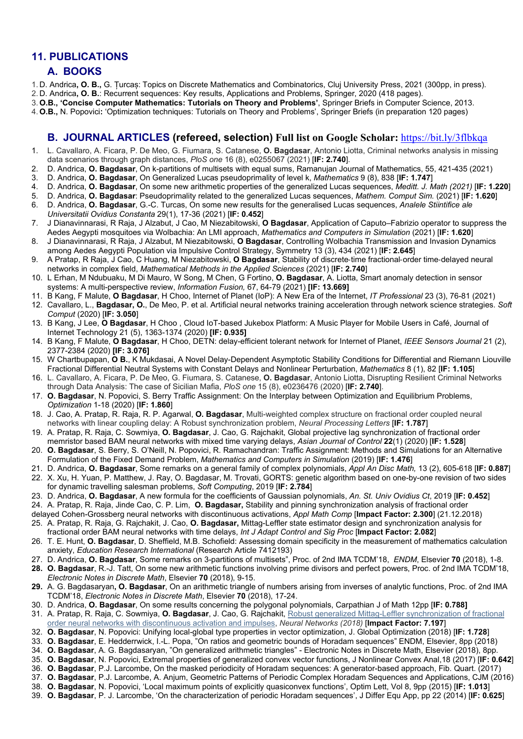## 11. PUBLICATIONS

### A. BOOKS

1. D. Andrica**, O. B.,** G. Țurcaș: Topics on Discrete Mathematics and Combinatorics, Cluj University Press, 2021 (300pp, in press).
2. D. Andrica**, O. B.**: Recurrent sequences: Key results, Applications and Problems, Springer, 2020 (418 pages).
3. **O.B., 'Concise Computer Mathematics: Tutorials on Theory and Problems'**, Springer Briefs in Computer Science, 2013.
4. **O.B.,** N. Popovici**:** 'Optimization techniques: Tutorials on Theory and Problems', Springer Briefs (in preparation 120 pages)

### B. JOURNAL ARTICLES (refereed, selection) Full list on Google Scholar: https://bit.ly/3flbkqa

1. L. Cavallaro, A. Ficara, P. De Meo, G. Fiumara, S. Catanese, **O. Bagdasar**, Antonio Liotta, Criminal networks analysis in missing data scenarios through graph distances, *PloS one* 16 (8), e0255067 (2021) [**IF: 2.740**].
2. D. Andrica, **O. Bagdasar**, On k-partitions of multisets with equal sums, Ramanujan Journal of Mathematics, 55, 421-435 (2021)
3. D. Andrica, **O. Bagdasar**, On Generalized Lucas pseudoprimality of level k, *Mathematics* 9 (8), 838 [**IF: 1.747**]
4. D. Andrica, **O. Bagdasar**, On some new arithmetic properties of the generalized Lucas sequences, *Meditt. J. Math (2021)* [**IF: 1.220**]
5. D. Andrica, **O. Bagdasar**: Pseudoprimality related to the generalized Lucas sequences, *Mathem. Comput Sim.* (2021) [**IF: 1.620**]
6. D. Andrica, **O. Bagdasar**, G.-C. Turcas, On some new results for the generalised Lucas sequences, *Analele Stiintifice ale Universitatii Ovidius Constanta* 29(1), 17-36 (2021) [**IF: 0.452**]
7. J Dianavinnarasi, R Raja, J Alzabut, J Cao, M Niezabitowski, **O Bagdasar**, Application of Caputo–Fabrizio operator to suppress the Aedes Aegypti mosquitoes via Wolbachia: An LMI approach, *Mathematics and Computers in Simulation* (2021) [**IF: 1.620**]
8. J Dianavinnarasi, R Raja, J Alzabut, M Niezabitowski, **O Bagdasar**, Controlling Wolbachia Transmission and Invasion Dynamics among Aedes Aegypti Population via Impulsive Control Strategy, Symmetry 13 (3), 434 (2021) [**IF: 2.645**]
9. A Pratap, R Raja, J Cao, C Huang, M Niezabitowski, **O Bagdasar**, Stability of discrete-time fractional-order time-delayed neural networks in complex field, *Mathematical Methods in the Applied Sciences* (2021) [**IF: 2.740**]
10. L Erhan, M Ndubuaku, M Di Mauro, W Song, M Chen, G Fortino, **O. Bagdasar**, A. Liotta, Smart anomaly detection in sensor systems: A multi-perspective review, *Information Fusion,* 67, 64-79 (2021) **[IF: 13.669]**
11. B Kang, F Malute, **O Bagdasar**, H Choo, Internet of Planet (IoP): A New Era of the Internet, *IT Professional* 23 (3), 76-81 (2021)
12. Cavallaro, L., **Bagdasar, O.**, De Meo, P. et al. Artificial neural networks training acceleration through network science strategies. *Soft Comput* (2020) [**IF: 3.050**]
13. B Kang, J Lee, **O Bagdasar**, H Choo , Cloud IoT-based Jukebox Platform: A Music Player for Mobile Users in Café, Journal of Internet Technology 21 (5), 1363-1374 (2020) **[IF: 0.935]**
14. B Kang, F Malute, **O Bagdasar**, H Choo, DETN: delay-efficient tolerant network for Internet of Planet, *IEEE Sensors Journal* 21 (2), 2377-2384 (2020) **[IF: 3.076]**
15. W Chartbupapan, **O B.**, K Mukdasai, A Novel Delay-Dependent Asymptotic Stability Conditions for Differential and Riemann Liouville Fractional Differential Neutral Systems with Constant Delays and Nonlinear Perturbation, *Mathematics* 8 (1), 82 [**IF: 1.105**]
16. L. Cavallaro, A. Ficara, P. De Meo, G. Fiumara, S. Catanese, **O. Bagdasar**, Antonio Liotta, Disrupting Resilient Criminal Networks through Data Analysis: The case of Sicilian Mafia, *PloS one* 15 (8), e0236476 (2020) [**IF: 2.740**].
17. **O. Bagdasar**, N. Popovici, S. Berry Traffic Assignment: On the Interplay between Optimization and Equilibrium Problems, *Optimization* 1-18 (2020) [**IF: 1.860**]
18. J. Cao, A. Pratap, R. Raja, R. P. Agarwal, **O. Bagdasar**, Multi-weighted complex structure on fractional order coupled neural networks with linear coupling delay: A Robust synchronization problem, *Neural Processing Letters* [**IF: 1.787**]
19. A. Pratap, R. Raja, C. Sowmiya, **O. Bagdasar**, J. Cao, G. Rajchakit, Global projective lag synchronization of fractional order memristor based BAM neural networks with mixed time varying delays, *Asian Journal of Control* **22**(1) (2020) [**IF: 1.528**]
20. **O. Bagdasar**, S. Berry, S. O'Neill, N. Popovici, R. Ramachandran: Traffic Assignment: Methods and Simulations for an Alternative Formulation of the Fixed Demand Problem, *Mathematics and Computers in Simulation* (2019) [**IF: 1.476**]
21. D. Andrica, **O. Bagdasar**, Some remarks on a general family of complex polynomials, *Appl An Disc Math,* 13 (2), 605-618 [**IF: 0.887**]
22. X. Xu, H. Yuan, P. Matthew, J. Ray, O. Bagdasar, M. Trovati, GORTS: genetic algorithm based on one-by-one revision of two sides for dynamic travelling salesman problems, *Soft Computing*, 2019 [**IF: 2.784**]
23. D. Andrica, **O. Bagdasar**, A new formula for the coefficients of Gaussian polynomials, *An. St. Univ Ovidius Ct*, 2019 [**IF: 0.452**]
24. A. Pratap, R. Raja, Jinde Cao, C. P. Lim, **O. Bagdasar,** Stability and pinning synchronization analysis of fractional order delayed Cohen-Grossberg neural networks with discontinuous activations, *Appl Math Comp* [**Impact Factor: 2.300**] (21.12.2018)
25. A. Pratap, R. Raja, G. Rajchakit, J. Cao, **O. Bagdasar,** Mittag-Leffler state estimator design and synchronization analysis for fractional order BAM neural networks with time delays, *Int J Adapt Control and Sig Proc* [**Impact Factor: 2.082**]
26. T. E. Hunt, **O. Bagdasar**, D. Sheffield, M.B. Schofield: Assessing domain specificity in the measurement of mathematics calculation anxiety, *Education Research International* (Research Article 7412193)
27. D. Andrica, **O. Bagdasar**, Some remarks on 3-partitions of multisets", Proc. of 2nd IMA TCDM'18, *ENDM*, Elsevier **70** (2018), 1-8.
28. **O. Bagdasar**, R.-J. Tatt, On some new arithmetic functions involving prime divisors and perfect powers, Proc. of 2nd IMA TCDM'18, *Electronic Notes in Discrete Math*, Elsevier **70** (2018), 9-15.
29. A. G. Bagdasaryan**, O. Bagdasar**, On an arithmetic triangle of numbers arising from inverses of analytic functions, Proc. of 2nd IMA TCDM'18, *Electronic Notes in Discrete Math*, Elsevier **70** (2018), 17-24.
30. D. Andrica, **O. Bagdasar**, On some results concerning the polygonal polynomials, Carpathian J of Math 12pp [**IF: 0.788]**
31. A. Pratap, R. Raja, C. Sowmiya, **O. Bagdasar**, J. Cao, G. Rajchakit, Robust generalized Mittag-Leffler synchronization of fractional order neural networks with discontinuous activation and impulses, *Neural Networks (2018)* [**Impact Factor: 7.197**]
32. **O. Bagdasar**, N. Popovici: Unifying local-global type properties in vector optimization, J. Global Optimization (2018) [**IF: 1.728**]
33. **O. Bagdasar**, E. Hedderrwick, I.-L. Popa, "On ratios and geometric bounds of Horadam sequences" ENDM, Elsevier, 8pp (2018)
34. **O. Bagdasar**, A. G. Bagdasaryan, "On generalized arithmetic triangles" - Electronic Notes in Discrete Math, Elsevier (2018), 8pp.
35. **O. Bagdasar**, N. Popovici, Extremal properties of generalized convex vector functions, J Nonlinear Convex Anal,18 (2017) [**IF: 0.642**]
36. **O. Bagdasar**, P.J. Larcombe, On the masked periodicity of Horadam sequences: A generator-based approach, Fib. Quart. (2017)
37. **O. Bagdasar**, P.J. Larcombe, A. Anjum, Geometric Patterns of Periodic Complex Horadam Sequences and Applications, CJM (2016)
38. **O. Bagdasar**, N. Popovici, 'Local maximum points of explicitly quasiconvex functions', Optim Lett, Vol 8, 9pp (2015) [**IF: 1.013**]
39. **O. Bagdasar**, P. J. Larcombe, 'On the characterization of periodic Horadam sequences', J Differ Equ App, pp 22 (2014) [**IF: 0.625**]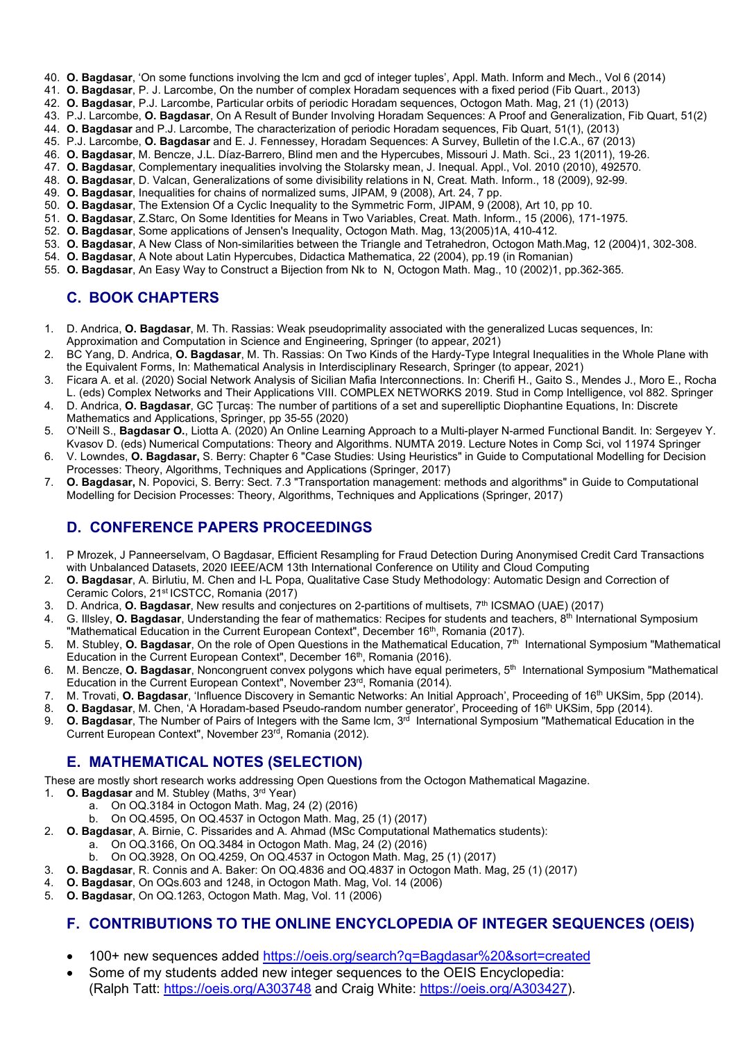40. **O. Bagdasar**, 'On some functions involving the lcm and gcd of integer tuples', Appl. Math. Inform and Mech., Vol 6 (2014)
41. **O. Bagdasar**, P. J. Larcombe, On the number of complex Horadam sequences with a fixed period (Fib Quart., 2013)
42. **O. Bagdasar**, P.J. Larcombe, Particular orbits of periodic Horadam sequences, Octogon Math. Mag, 21 (1) (2013)
43. P.J. Larcombe, **O. Bagdasar**, On A Result of Bunder Involving Horadam Sequences: A Proof and Generalization, Fib Quart, 51(2)
44. **O. Bagdasar** and P.J. Larcombe, The characterization of periodic Horadam sequences, Fib Quart, 51(1), (2013)
45. P.J. Larcombe, **O. Bagdasar** and E. J. Fennessey, Horadam Sequences: A Survey, Bulletin of the I.C.A., 67 (2013)
46. **O. Bagdasar**, M. Bencze, J.L. Díaz-Barrero, Blind men and the Hypercubes, Missouri J. Math. Sci., 23 1(2011), 19-26.
47. **O. Bagdasar**, Complementary inequalities involving the Stolarsky mean, J. Inequal. Appl., Vol. 2010 (2010), 492570.
48. **O. Bagdasar**, D. Valcan, Generalizations of some divisibility relations in N, Creat. Math. Inform., 18 (2009), 92-99.
49. **O. Bagdasar**, Inequalities for chains of normalized sums, JIPAM, 9 (2008), Art. 24, 7 pp.
50. **O. Bagdasar**, The Extension Of a Cyclic Inequality to the Symmetric Form, JIPAM, 9 (2008), Art 10, pp 10.
51. **O. Bagdasar**, Z.Starc, On Some Identities for Means in Two Variables, Creat. Math. Inform., 15 (2006), 171-1975.
52. **O. Bagdasar**, Some applications of Jensen's Inequality, Octogon Math. Mag, 13(2005)1A, 410-412.
53. **O. Bagdasar**, A New Class of Non-similarities between the Triangle and Tetrahedron, Octogon Math.Mag, 12 (2004)1, 302-308.
54. **O. Bagdasar**, A Note about Latin Hypercubes, Didactica Matematica, 22 (2004), pp.19 (in Romanian)
55. **O. Bagdasar**, An Easy Way to Construct a Bijection from Nk to N, Octogon Math. Mag., 10 (2002)1, pp.362-365.

## C. BOOK CHAPTERS

1. D. Andrica, **O. Bagdasar**, M. Th. Rassias: Weak pseudoprimality associated with the generalized Lucas sequences, In: Approximation and Computation in Science and Engineering, Springer (to appear, 2021)
2. BC Yang, D. Andrica, **O. Bagdasar**, M. Th. Rassias: On Two Kinds of the Hardy-Type Integral Inequalities in the Whole Plane with the Equivalent Forms, In: Mathematical Analysis in Interdisciplinary Research, Springer (to appear, 2021)
3. Ficara A. et al. (2020) Social Network Analysis of Sicilian Mafia Interconnections. In: Cherifi H., Gaito S., Mendes J., Moro E., Rocha L. (eds) Complex Networks and Their Applications VIII. COMPLEX NETWORKS 2019. Stud in Comp Intelligence, vol 882. Springer
4. D. Andrica, **O. Bagdasar**, GC Țurcaș: The number of partitions of a set and superelliptic Diophantine Equations, In: Discrete Mathematics and Applications, Springer, pp 35-55 (2020)
5. O'Neill S., **Bagdasar O.**, Liotta A. (2020) An Online Learning Approach to a Multi-player N-armed Functional Bandit. In: Sergeyev Y. Kvasov D. (eds) Numerical Computations: Theory and Algorithms. NUMTA 2019. Lecture Notes in Comp Sci, vol 11974 Springer
6. V. Lowndes, **O. Bagdasar,** S. Berry: Chapter 6 "Case Studies: Using Heuristics" in Guide to Computational Modelling for Decision Processes: Theory, Algorithms, Techniques and Applications (Springer, 2017)
7. **O. Bagdasar,** N. Popovici, S. Berry: Sect. 7.3 "Transportation management: methods and algorithms" in Guide to Computational Modelling for Decision Processes: Theory, Algorithms, Techniques and Applications (Springer, 2017)

## D. CONFERENCE PAPERS PROCEEDINGS

1. P Mrozek, J Panneerselvam, O Bagdasar, Efficient Resampling for Fraud Detection During Anonymised Credit Card Transactions with Unbalanced Datasets, 2020 IEEE/ACM 13th International Conference on Utility and Cloud Computing
2. **O. Bagdasar**, A. Birlutiu, M. Chen and I-L Popa, Qualitative Case Study Methodology: Automatic Design and Correction of Ceramic Colors, 21st ICSTCC, Romania (2017)
3. D. Andrica, **O. Bagdasar**, New results and conjectures on 2-partitions of multisets, 7th ICSMAO (UAE) (2017)
4. G. Illsley, **O. Bagdasar**, Understanding the fear of mathematics: Recipes for students and teachers, 8th International Symposium "Mathematical Education in the Current European Context", December 16th, Romania (2017).
5. M. Stubley, **O. Bagdasar**, On the role of Open Questions in the Mathematical Education, 7th International Symposium "Mathematical Education in the Current European Context", December 16th, Romania (2016).
6. M. Bencze, **O. Bagdasar**, Noncongruent convex polygons which have equal perimeters, 5th International Symposium "Mathematical Education in the Current European Context", November 23rd, Romania (2014).
7. M. Trovati, **O. Bagdasar**, 'Influence Discovery in Semantic Networks: An Initial Approach', Proceeding of 16th UKSim, 5pp (2014).
8. **O. Bagdasar**, M. Chen, 'A Horadam-based Pseudo-random number generator', Proceeding of 16th UKSim, 5pp (2014).
9. **O. Bagdasar**, The Number of Pairs of Integers with the Same lcm, 3rd International Symposium "Mathematical Education in the Current European Context", November 23rd, Romania (2012).

## E. MATHEMATICAL NOTES (SELECTION)

These are mostly short research works addressing Open Questions from the Octogon Mathematical Magazine.

1. **O. Bagdasar** and M. Stubley (Maths, 3rd Year)
   a. On OQ.3184 in Octogon Math. Mag, 24 (2) (2016)
   b. On OQ.4595, On OQ.4537 in Octogon Math. Mag, 25 (1) (2017)
2. **O. Bagdasar**, A. Birnie, C. Pissarides and A. Ahmad (MSc Computational Mathematics students):
   a. On OQ.3166, On OQ.3484 in Octogon Math. Mag, 24 (2) (2016)
   b. On OQ.3928, On OQ.4259, On OQ.4537 in Octogon Math. Mag, 25 (1) (2017)
3. **O. Bagdasar**, R. Connis and A. Baker: On OQ.4836 and OQ.4837 in Octogon Math. Mag, 25 (1) (2017)
4. **O. Bagdasar**, On OQs.603 and 1248, in Octogon Math. Mag, Vol. 14 (2006)
5. **O. Bagdasar**, On OQ.1263, Octogon Math. Mag, Vol. 11 (2006)

## F. CONTRIBUTIONS TO THE ONLINE ENCYCLOPEDIA OF INTEGER SEQUENCES (OEIS)

- 100+ new sequences added https://oeis.org/search?q=Bagdasar%20&sort=created
- Some of my students added new integer sequences to the OEIS Encyclopedia: (Ralph Tatt: https://oeis.org/A303748 and Craig White: https://oeis.org/A303427).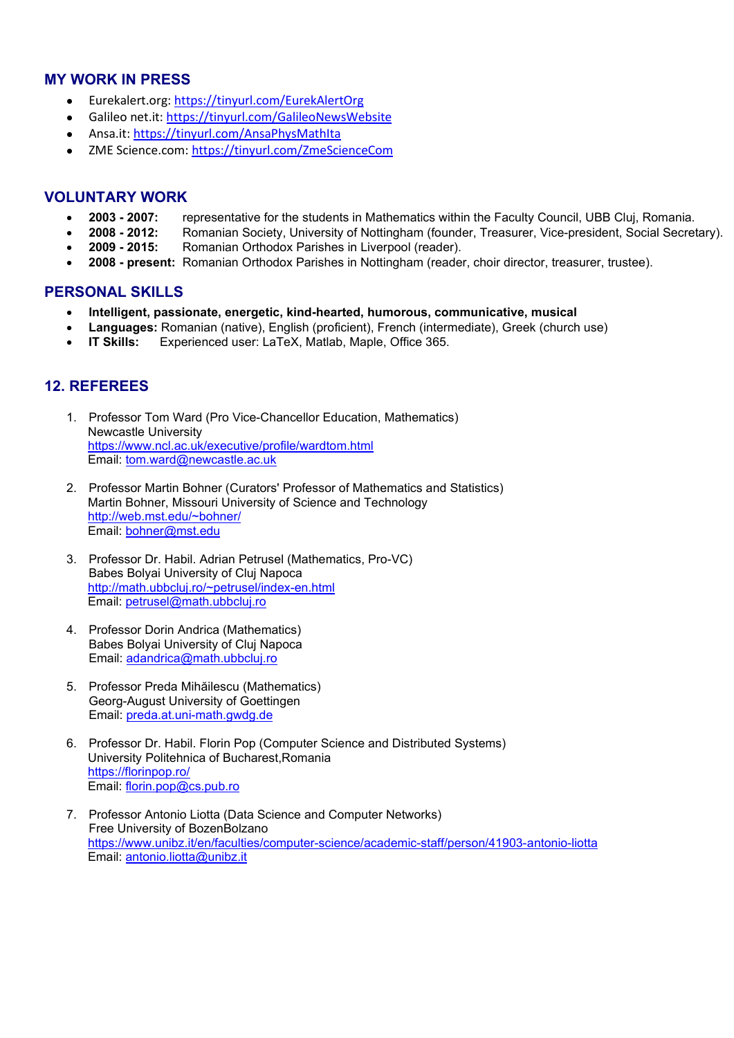## MY WORK IN PRESS

- Eurekalert.org: https://tinyurl.com/EurekAlertOrg
- Galileo net.it: https://tinyurl.com/GalileoNewsWebsite
- Ansa.it: https://tinyurl.com/AnsaPhysMathIta
- ZME Science.com: https://tinyurl.com/ZmeScienceCom

## VOLUNTARY WORK

- **2003 - 2007:** representative for the students in Mathematics within the Faculty Council, UBB Cluj, Romania.
- **2008 - 2012:** Romanian Society, University of Nottingham (founder, Treasurer, Vice-president, Social Secretary).
- **2009 - 2015:** Romanian Orthodox Parishes in Liverpool (reader).
- **2008 - present:** Romanian Orthodox Parishes in Nottingham (reader, choir director, treasurer, trustee).

## PERSONAL SKILLS

- **Intelligent, passionate, energetic, kind-hearted, humorous, communicative, musical**
- **Languages:** Romanian (native), English (proficient), French (intermediate), Greek (church use)
- **IT Skills:** Experienced user: LaTeX, Matlab, Maple, Office 365.

## 12. REFEREES

1. Professor Tom Ward (Pro Vice-Chancellor Education, Mathematics)
   Newcastle University
   https://www.ncl.ac.uk/executive/profile/wardtom.html
   Email: tom.ward@newcastle.ac.uk

2. Professor Martin Bohner (Curators' Professor of Mathematics and Statistics)
   Martin Bohner, Missouri University of Science and Technology
   http://web.mst.edu/~bohner/
   Email: bohner@mst.edu

3. Professor Dr. Habil. Adrian Petrusel (Mathematics, Pro-VC)
   Babes Bolyai University of Cluj Napoca
   http://math.ubbcluj.ro/~petrusel/index-en.html
   Email: petrusel@math.ubbcluj.ro

4. Professor Dorin Andrica (Mathematics)
   Babes Bolyai University of Cluj Napoca
   Email: adandrica@math.ubbcluj.ro

5. Professor Preda Mihăilescu (Mathematics)
   Georg-August University of Goettingen
   Email: preda.at.uni-math.gwdg.de

6. Professor Dr. Habil. Florin Pop (Computer Science and Distributed Systems)
   University Politehnica of Bucharest,Romania
   https://florinpop.ro/
   Email: florin.pop@cs.pub.ro

7. Professor Antonio Liotta (Data Science and Computer Networks)
   Free University of BozenBolzano
   https://www.unibz.it/en/faculties/computer-science/academic-staff/person/41903-antonio-liotta
   Email: antonio.liotta@unibz.it